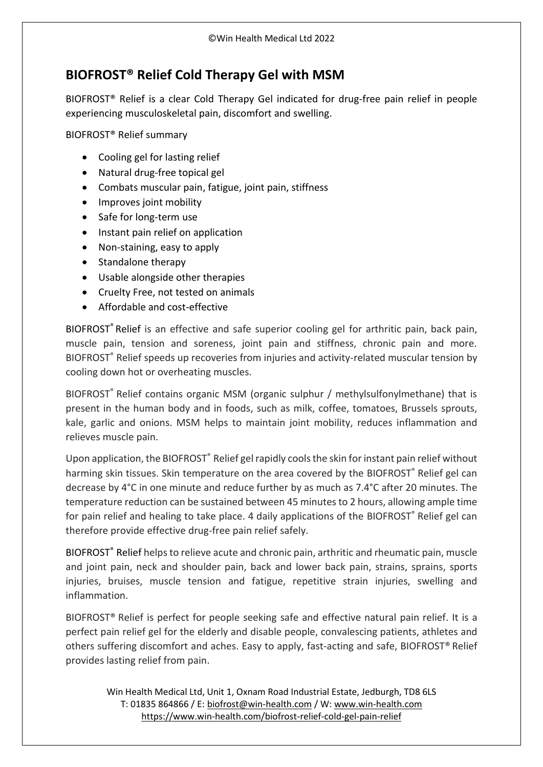# BIOFROST® Relief Cold Therapy Gel with MSM

BIOFROST® Relief is a clear Cold Therapy Gel indicated for drug-free pain relief in people experiencing musculoskeletal pain, discomfort and swelling.

BIOFROST® Relief summary

- Cooling gel for lasting relief
- Natural drug-free topical gel
- Combats muscular pain, fatigue, joint pain, stiffness
- Improves joint mobility
- Safe for long-term use
- Instant pain relief on application
- Non-staining, easy to apply
- Standalone therapy
- Usable alongside other therapies
- Cruelty Free, not tested on animals
- Affordable and cost-effective

BIOFROST® Relief is an effective and safe superior cooling gel for arthritic pain, back pain, muscle pain, tension and soreness, joint pain and stiffness, chronic pain and more. BIOFROST® Relief speeds up recoveries from injuries and activity-related muscular tension by cooling down hot or overheating muscles.

BIOFROST® Relief contains organic MSM (organic sulphur / methylsulfonylmethane) that is present in the human body and in foods, such as milk, coffee, tomatoes, Brussels sprouts, kale, garlic and onions. MSM helps to maintain joint mobility, reduces inflammation and relieves muscle pain.

Upon application, the BIOFROST® Relief gel rapidly cools the skin for instant pain relief without harming skin tissues. Skin temperature on the area covered by the BIOFROST® Relief gel can decrease by 4°C in one minute and reduce further by as much as 7.4°C after 20 minutes. The temperature reduction can be sustained between 45 minutes to 2 hours, allowing ample time for pain relief and healing to take place. 4 daily applications of the BIOFROST® Relief gel can therefore provide effective drug-free pain relief safely.

BIOFROST® Relief helps to relieve acute and chronic pain, arthritic and rheumatic pain, muscle and joint pain, neck and shoulder pain, back and lower back pain, strains, sprains, sports injuries, bruises, muscle tension and fatigue, repetitive strain injuries, swelling and inflammation.

BIOFROST® Relief is perfect for people seeking safe and effective natural pain relief. It is a perfect pain relief gel for the elderly and disable people, convalescing patients, athletes and others suffering discomfort and aches. Easy to apply, fast-acting and safe, BIOFROST® Relief provides lasting relief from pain.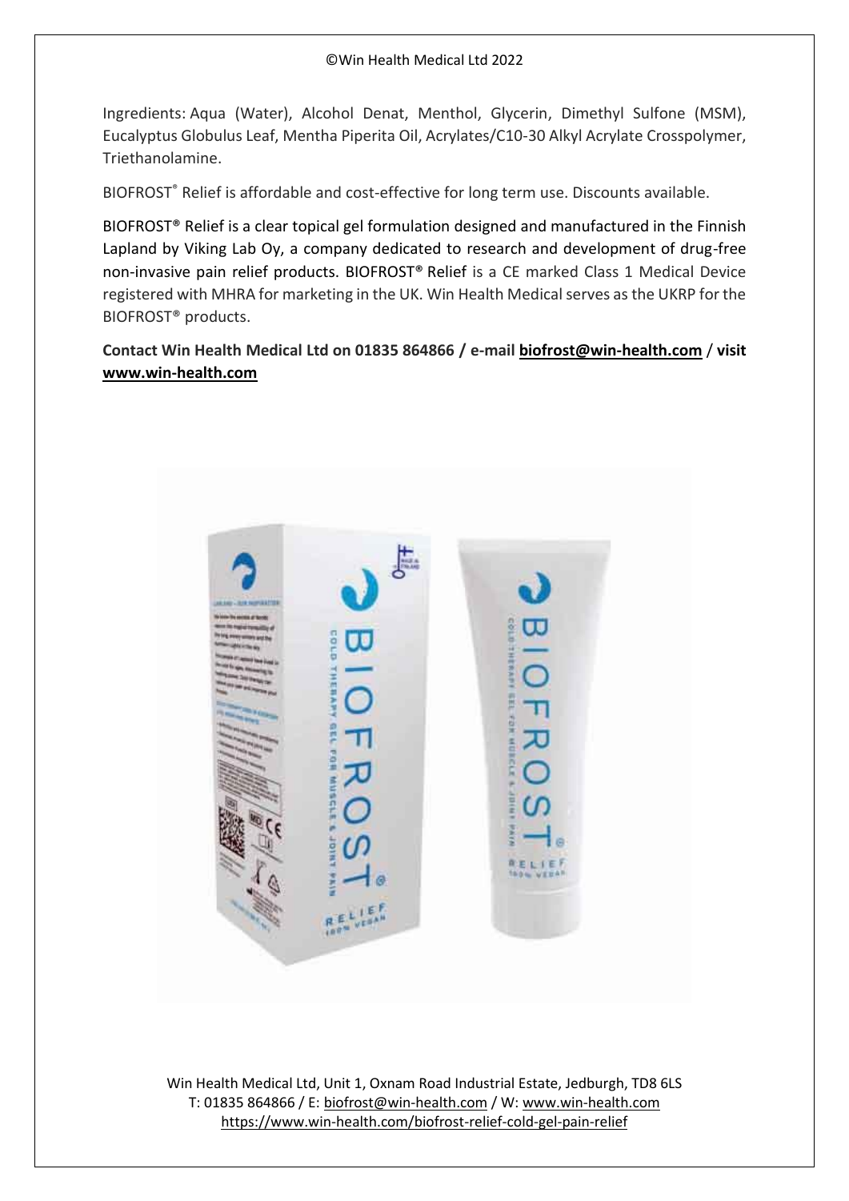Ingredients: Aqua (Water), Alcohol Denat, Menthol, Glycerin, Dimethyl Sulfone (MSM), Eucalyptus Globulus Leaf, Mentha Piperita Oil, Acrylates/C10-30 Alkyl Acrylate Crosspolymer, Triethanolamine.

BIOFROST® Relief is affordable and cost-effective for long term use. Discounts available.

BIOFROST® Relief is a clear topical gel formulation designed and manufactured in the Finnish Lapland by Viking Lab Oy, a company dedicated to research and development of drug-free non-invasive pain relief products. BIOFROST® Relief is a CE marked Class 1 Medical Device registered with MHRA for marketing in the UK. Win Health Medical serves as the UKRP for the BIOFROST® products.

**Contact Win Health Medical Ltd on 01835 864866 / e-mail biofrost@win-health.com / visit www.win-health.com**

Win Health Medical Ltd, Unit 1, Oxnam Road Industrial Estate, Jedburgh, TD8 6LS
T: 01835 864866 / E: biofrost@win-health.com / W: www.win-health.com
https://www.win-health.com/biofrost-relief-cold-gel-pain-relief